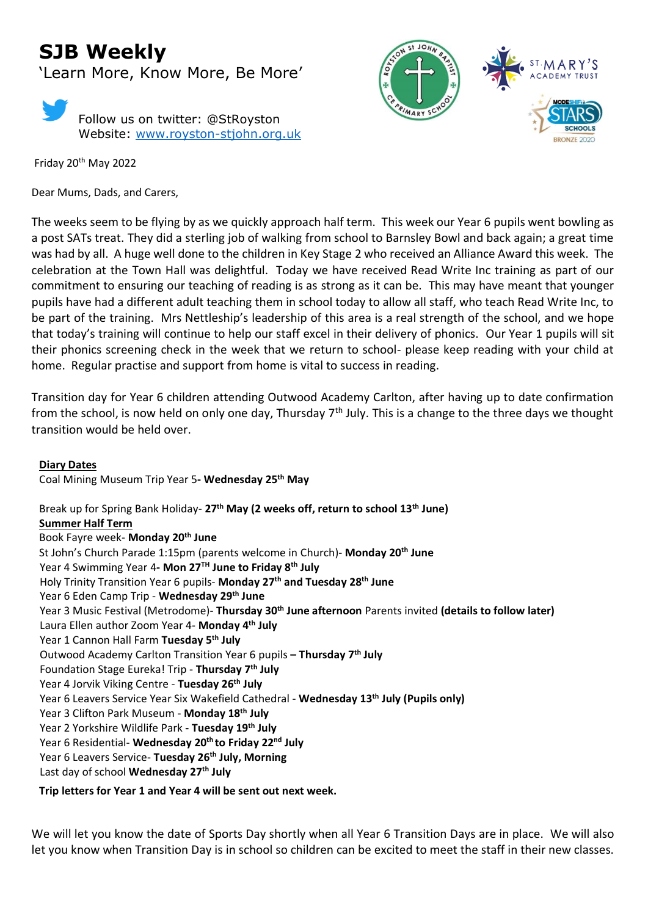# SJB Weekly

'Learn More, Know More, Be More'

Follow us on twitter: @StRoyston
Website: www.royston-stjohn.org.uk

Friday 20th May 2022

Dear Mums, Dads, and Carers,

The weeks seem to be flying by as we quickly approach half term. This week our Year 6 pupils went bowling as a post SATs treat. They did a sterling job of walking from school to Barnsley Bowl and back again; a great time was had by all. A huge well done to the children in Key Stage 2 who received an Alliance Award this week. The celebration at the Town Hall was delightful. Today we have received Read Write Inc training as part of our commitment to ensuring our teaching of reading is as strong as it can be. This may have meant that younger pupils have had a different adult teaching them in school today to allow all staff, who teach Read Write Inc, to be part of the training. Mrs Nettleship's leadership of this area is a real strength of the school, and we hope that today's training will continue to help our staff excel in their delivery of phonics. Our Year 1 pupils will sit their phonics screening check in the week that we return to school- please keep reading with your child at home. Regular practise and support from home is vital to success in reading.

Transition day for Year 6 children attending Outwood Academy Carlton, after having up to date confirmation from the school, is now held on only one day, Thursday 7th July. This is a change to the three days we thought transition would be held over.

**Diary Dates**

Coal Mining Museum Trip Year 5**- Wednesday 25th May**

Break up for Spring Bank Holiday- **27th May (2 weeks off, return to school 13th June)**

**Summer Half Term**

Book Fayre week- **Monday 20th June**
St John's Church Parade 1:15pm (parents welcome in Church)- **Monday 20th June**
Year 4 Swimming Year 4**- Mon 27TH June to Friday 8th July**
Holy Trinity Transition Year 6 pupils- **Monday 27th and Tuesday 28th June**
Year 6 Eden Camp Trip - **Wednesday 29th June**
Year 3 Music Festival (Metrodome)- **Thursday 30th June afternoon** Parents invited **(details to follow later)**
Laura Ellen author Zoom Year 4- **Monday 4th July**
Year 1 Cannon Hall Farm **Tuesday 5th July**
Outwood Academy Carlton Transition Year 6 pupils **– Thursday 7th July**
Foundation Stage Eureka! Trip - **Thursday 7th July**
Year 4 Jorvik Viking Centre - **Tuesday 26th July**
Year 6 Leavers Service Year Six Wakefield Cathedral - **Wednesday 13th July (Pupils only)**
Year 3 Clifton Park Museum - **Monday 18th July**
Year 2 Yorkshire Wildlife Park **- Tuesday 19th July**
Year 6 Residential- **Wednesday 20th to Friday 22nd July**
Year 6 Leavers Service- **Tuesday 26th July, Morning**
Last day of school **Wednesday 27th July**

**Trip letters for Year 1 and Year 4 will be sent out next week.**

We will let you know the date of Sports Day shortly when all Year 6 Transition Days are in place. We will also let you know when Transition Day is in school so children can be excited to meet the staff in their new classes.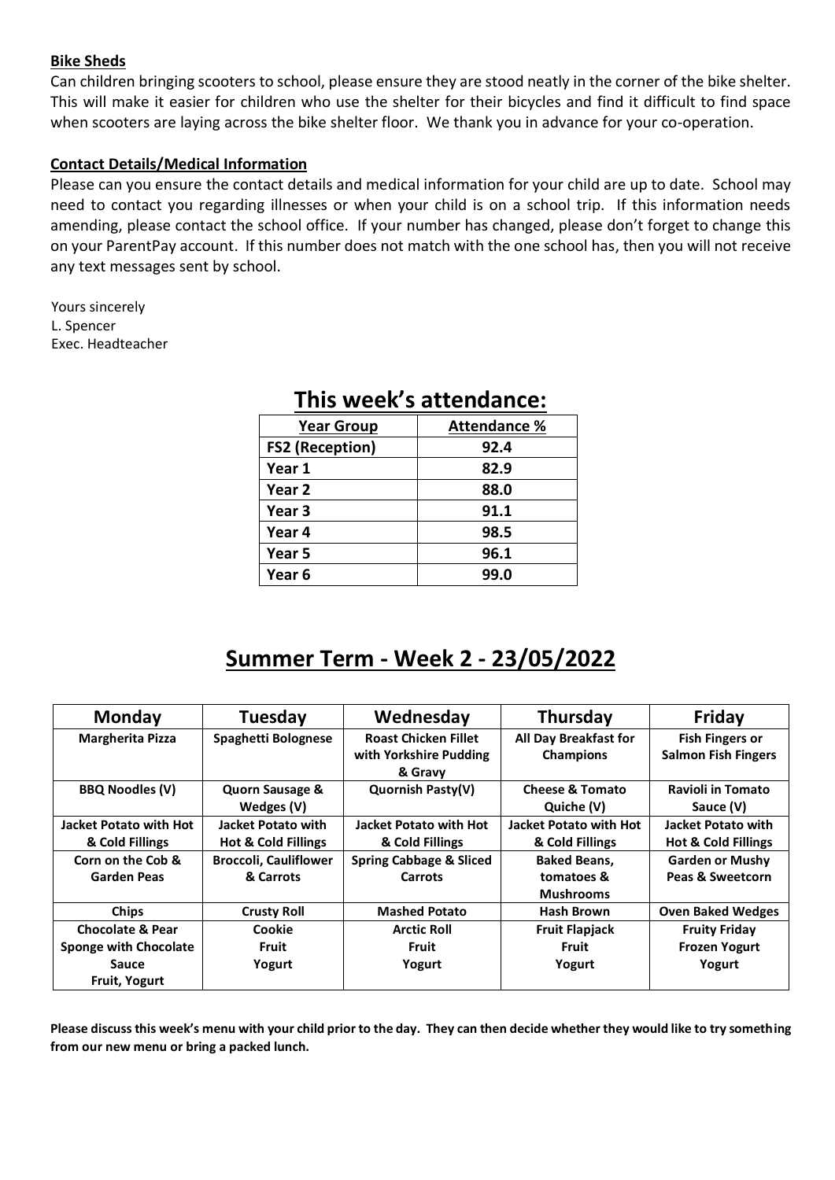**Bike Sheds**

Can children bringing scooters to school, please ensure they are stood neatly in the corner of the bike shelter. This will make it easier for children who use the shelter for their bicycles and find it difficult to find space when scooters are laying across the bike shelter floor. We thank you in advance for your co-operation.

**Contact Details/Medical Information**

Please can you ensure the contact details and medical information for your child are up to date. School may need to contact you regarding illnesses or when your child is on a school trip. If this information needs amending, please contact the school office. If your number has changed, please don't forget to change this on your ParentPay account. If this number does not match with the one school has, then you will not receive any text messages sent by school.

Yours sincerely
L. Spencer
Exec. Headteacher

## This week's attendance:

| Year Group | Attendance % |
| --- | --- |
| FS2 (Reception) | 92.4 |
| Year 1 | 82.9 |
| Year 2 | 88.0 |
| Year 3 | 91.1 |
| Year 4 | 98.5 |
| Year 5 | 96.1 |
| Year 6 | 99.0 |

## Summer Term - Week 2 - 23/05/2022

| Monday | Tuesday | Wednesday | Thursday | Friday |
| --- | --- | --- | --- | --- |
| Margherita Pizza | Spaghetti Bolognese | Roast Chicken Fillet with Yorkshire Pudding & Gravy | All Day Breakfast for Champions | Fish Fingers or Salmon Fish Fingers |
| BBQ Noodles (V) | Quorn Sausage & Wedges (V) | Quornish Pasty(V) | Cheese & Tomato Quiche (V) | Ravioli in Tomato Sauce (V) |
| Jacket Potato with Hot & Cold Fillings | Jacket Potato with Hot & Cold Fillings | Jacket Potato with Hot & Cold Fillings | Jacket Potato with Hot & Cold Fillings | Jacket Potato with Hot & Cold Fillings |
| Corn on the Cob & Garden Peas | Broccoli, Cauliflower & Carrots | Spring Cabbage & Sliced Carrots | Baked Beans, tomatoes & Mushrooms | Garden or Mushy Peas & Sweetcorn |
| Chips | Crusty Roll | Mashed Potato | Hash Brown | Oven Baked Wedges |
| Chocolate & Pear Sponge with Chocolate Sauce Fruit, Yogurt | Cookie Fruit Yogurt | Arctic Roll Fruit Yogurt | Fruit Flapjack Fruit Yogurt | Fruity Friday Frozen Yogurt Yogurt |

**Please discuss this week's menu with your child prior to the day. They can then decide whether they would like to try something from our new menu or bring a packed lunch.**